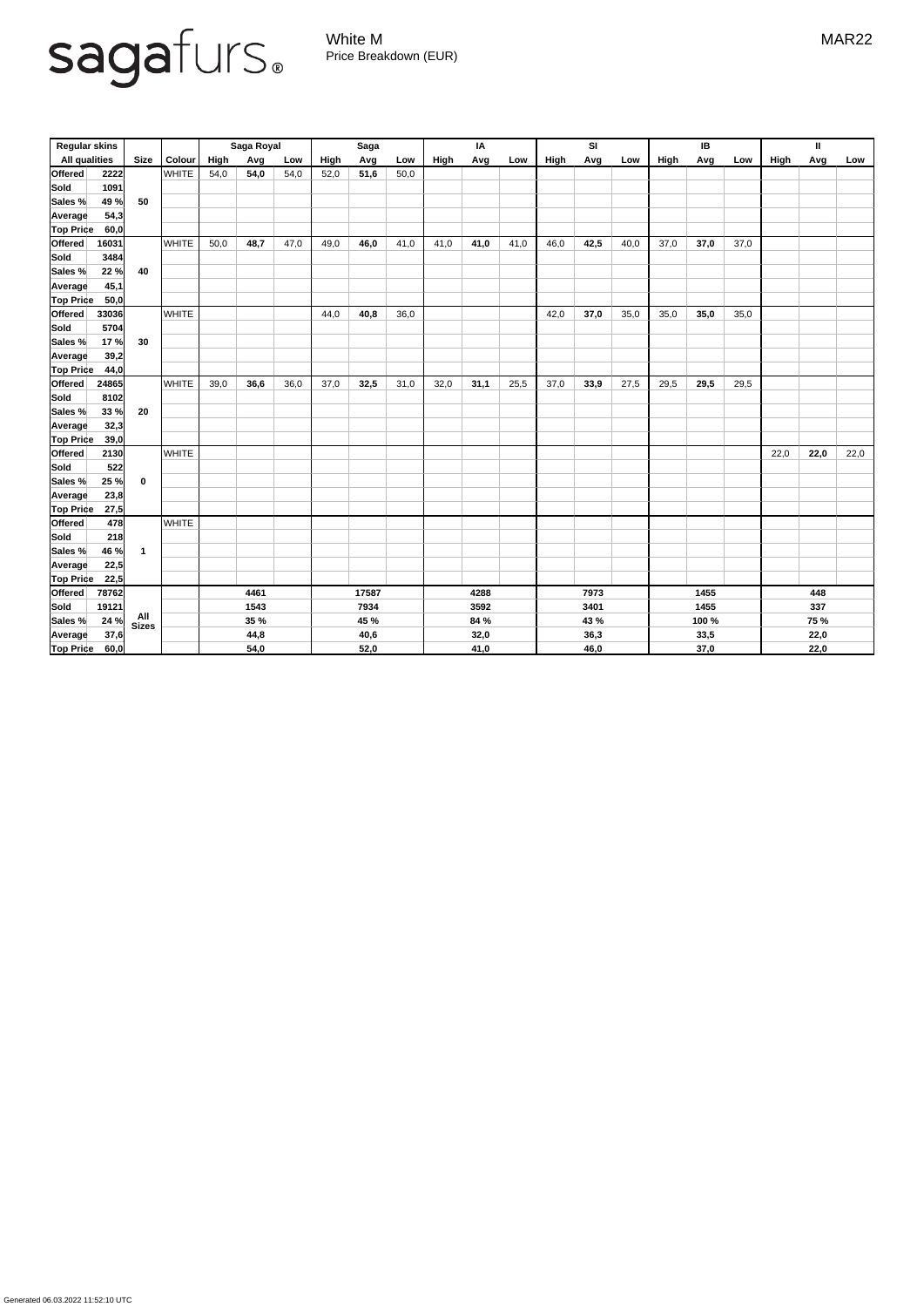# sagafurs

White M
Price Breakdown (EUR)

MAR22

| Regular skins | | | | Saga Royal | | | Saga | | | IA | | | SI | | | IB | | | II | | |
|---|---|---|---|---|---|---|---|---|---|---|---|---|---|---|---|---|---|---|---|---|---|
| All qualities | | Size | Colour | High | Avg | Low | High | Avg | Low | High | Avg | Low | High | Avg | Low | High | Avg | Low | High | Avg | Low |
| **Offered** | **2222** | **50** | WHITE | 54,0 | **54,0** | 54,0 | 52,0 | **51,6** | 50,0 | | | | | | | | | | | | |
| **Sold** | **1091** | | | | | | | | | | | | | | | | | | | | |
| **Sales %** | **49 %** | | | | | | | | | | | | | | | | | | | | |
| **Average** | **54,3** | | | | | | | | | | | | | | | | | | | | |
| **Top Price** | **60,0** | | | | | | | | | | | | | | | | | | | | |
| **Offered** | **16031** | **40** | WHITE | 50,0 | **48,7** | 47,0 | 49,0 | **46,0** | 41,0 | 41,0 | **41,0** | 41,0 | 46,0 | **42,5** | 40,0 | 37,0 | **37,0** | 37,0 | | | |
| **Sold** | **3484** | | | | | | | | | | | | | | | | | | | | |
| **Sales %** | **22 %** | | | | | | | | | | | | | | | | | | | | |
| **Average** | **45,1** | | | | | | | | | | | | | | | | | | | | |
| **Top Price** | **50,0** | | | | | | | | | | | | | | | | | | | | |
| **Offered** | **33036** | **30** | WHITE | | | | 44,0 | **40,8** | 36,0 | | | | 42,0 | **37,0** | 35,0 | 35,0 | **35,0** | 35,0 | | | |
| **Sold** | **5704** | | | | | | | | | | | | | | | | | | | | |
| **Sales %** | **17 %** | | | | | | | | | | | | | | | | | | | | |
| **Average** | **39,2** | | | | | | | | | | | | | | | | | | | | |
| **Top Price** | **44,0** | | | | | | | | | | | | | | | | | | | | |
| **Offered** | **24865** | **20** | WHITE | 39,0 | **36,6** | 36,0 | 37,0 | **32,5** | 31,0 | 32,0 | **31,1** | 25,5 | 37,0 | **33,9** | 27,5 | 29,5 | **29,5** | 29,5 | | | |
| **Sold** | **8102** | | | | | | | | | | | | | | | | | | | | |
| **Sales %** | **33 %** | | | | | | | | | | | | | | | | | | | | |
| **Average** | **32,3** | | | | | | | | | | | | | | | | | | | | |
| **Top Price** | **39,0** | | | | | | | | | | | | | | | | | | | | |
| **Offered** | **2130** | **0** | WHITE | | | | | | | | | | | | | | | | 22,0 | **22,0** | 22,0 |
| **Sold** | **522** | | | | | | | | | | | | | | | | | | | | |
| **Sales %** | **25 %** | | | | | | | | | | | | | | | | | | | | |
| **Average** | **23,8** | | | | | | | | | | | | | | | | | | | | |
| **Top Price** | **27,5** | | | | | | | | | | | | | | | | | | | | |
| **Offered** | **478** | **1** | WHITE | | | | | | | | | | | | | | | | | | |
| **Sold** | **218** | | | | | | | | | | | | | | | | | | | | |
| **Sales %** | **46 %** | | | | | | | | | | | | | | | | | | | | |
| **Average** | **22,5** | | | | | | | | | | | | | | | | | | | | |
| **Top Price** | **22,5** | | | | | | | | | | | | | | | | | | | | |
| **Offered** | **78762** | **All Sizes** | | | **4461** | | | **17587** | | | **4288** | | | **7973** | | | **1455** | | | **448** | |
| **Sold** | **19121** | | | | **1543** | | | **7934** | | | **3592** | | | **3401** | | | **1455** | | | **337** | |
| **Sales %** | **24 %** | | | | **35 %** | | | **45 %** | | | **84 %** | | | **43 %** | | | **100 %** | | | **75 %** | |
| **Average** | **37,6** | | | | **44,8** | | | **40,6** | | | **32,0** | | | **36,3** | | | **33,5** | | | **22,0** | |
| **Top Price** | **60,0** | | | | **54,0** | | | **52,0** | | | **41,0** | | | **46,0** | | | **37,0** | | | **22,0** | |

Generated 06.03.2022 11:52:10 UTC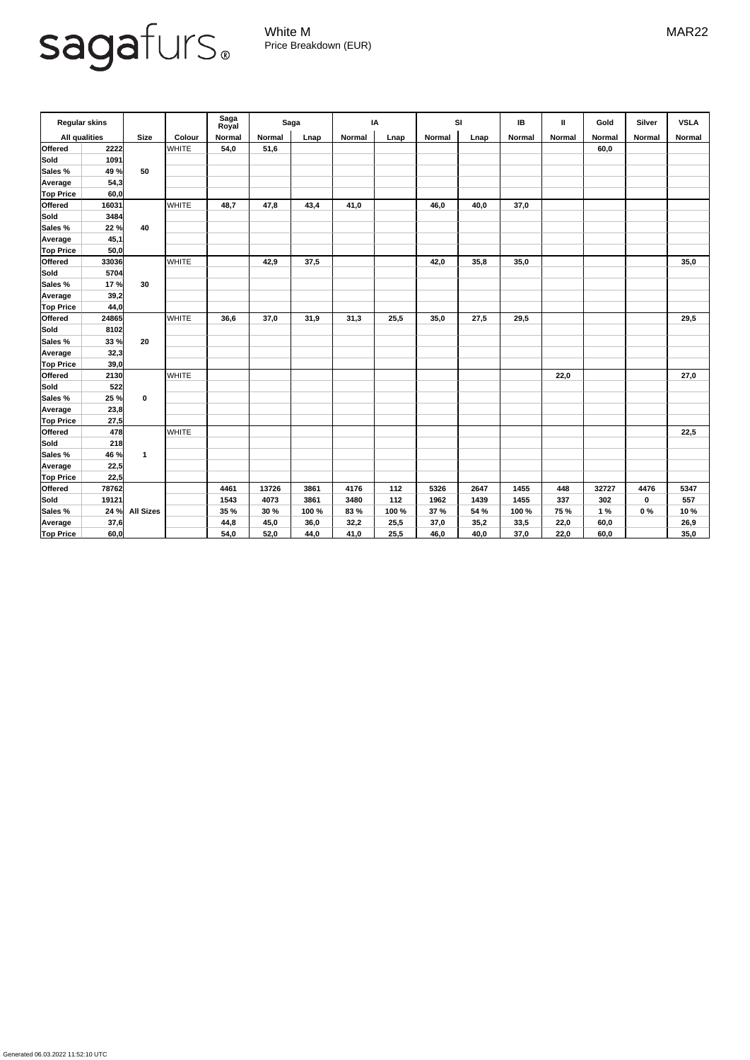sagafurs®

White M
Price Breakdown (EUR)

MAR22

| Regular skins | | | | Saga Royal | Saga | | IA | | SI | | IB | II | Gold | Silver | VSLA |
|---|---|---|---|---|---|---|---|---|---|---|---|---|---|---|---|
| All qualities | | Size | Colour | Normal | Normal | Lnap | Normal | Lnap | Normal | Lnap | Normal | Normal | Normal | Normal | Normal |
| Offered | 2222 | 50 | WHITE | 54,0 | 51,6 | | | | | | | | 60,0 | | |
| Sold | 1091 | | | | | | | | | | | | | | |
| Sales % | 49 % | | | | | | | | | | | | | | |
| Average | 54,3 | | | | | | | | | | | | | | |
| Top Price | 60,0 | | | | | | | | | | | | | | |
| Offered | 16031 | 40 | WHITE | 48,7 | 47,8 | 43,4 | 41,0 | | 46,0 | 40,0 | 37,0 | | | | |
| Sold | 3484 | | | | | | | | | | | | | | |
| Sales % | 22 % | | | | | | | | | | | | | | |
| Average | 45,1 | | | | | | | | | | | | | | |
| Top Price | 50,0 | | | | | | | | | | | | | | |
| Offered | 33036 | 30 | WHITE | | 42,9 | 37,5 | | | 42,0 | 35,8 | 35,0 | | | | 35,0 |
| Sold | 5704 | | | | | | | | | | | | | | |
| Sales % | 17 % | | | | | | | | | | | | | | |
| Average | 39,2 | | | | | | | | | | | | | | |
| Top Price | 44,0 | | | | | | | | | | | | | | |
| Offered | 24865 | 20 | WHITE | 36,6 | 37,0 | 31,9 | 31,3 | 25,5 | 35,0 | 27,5 | 29,5 | | | | 29,5 |
| Sold | 8102 | | | | | | | | | | | | | | |
| Sales % | 33 % | | | | | | | | | | | | | | |
| Average | 32,3 | | | | | | | | | | | | | | |
| Top Price | 39,0 | | | | | | | | | | | | | | |
| Offered | 2130 | 0 | WHITE | | | | | | | | | 22,0 | | | 27,0 |
| Sold | 522 | | | | | | | | | | | | | | |
| Sales % | 25 % | | | | | | | | | | | | | | |
| Average | 23,8 | | | | | | | | | | | | | | |
| Top Price | 27,5 | | | | | | | | | | | | | | |
| Offered | 478 | 1 | WHITE | | | | | | | | | | | | 22,5 |
| Sold | 218 | | | | | | | | | | | | | | |
| Sales % | 46 % | | | | | | | | | | | | | | |
| Average | 22,5 | | | | | | | | | | | | | | |
| Top Price | 22,5 | | | | | | | | | | | | | | |
| Offered | 78762 | All Sizes | | 4461 | 13726 | 3861 | 4176 | 112 | 5326 | 2647 | 1455 | 448 | 32727 | 4476 | 5347 |
| Sold | 19121 | | | 1543 | 4073 | 3861 | 3480 | 112 | 1962 | 1439 | 1455 | 337 | 302 | 0 | 557 |
| Sales % | 24 % | | | 35 % | 30 % | 100 % | 83 % | 100 % | 37 % | 54 % | 100 % | 75 % | 1 % | 0 % | 10 % |
| Average | 37,6 | | | 44,8 | 45,0 | 36,0 | 32,2 | 25,5 | 37,0 | 35,2 | 33,5 | 22,0 | 60,0 | | 26,9 |
| Top Price | 60,0 | | | 54,0 | 52,0 | 44,0 | 41,0 | 25,5 | 46,0 | 40,0 | 37,0 | 22,0 | 60,0 | | 35,0 |

Generated 06.03.2022 11:52:10 UTC